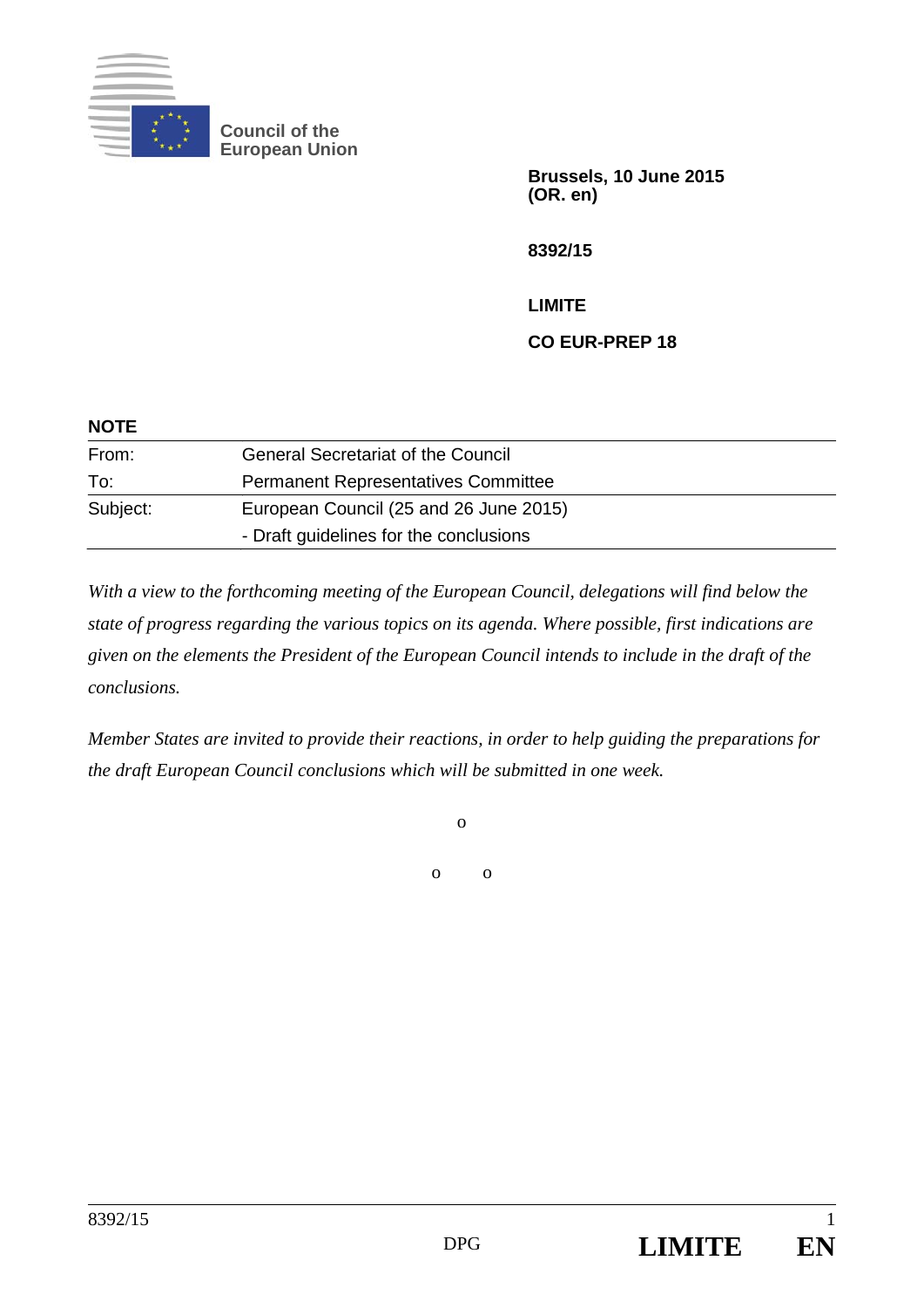Council of the European Union

**Brussels, 10 June 2015**
**(OR. en)**

**8392/15**

**LIMITE**

**CO EUR-PREP 18**

**NOTE**

| | |
|---|---|
| From: | General Secretariat of the Council |
| To: | Permanent Representatives Committee |
| Subject: | European Council (25 and 26 June 2015) |
| | - Draft guidelines for the conclusions |

*With a view to the forthcoming meeting of the European Council, delegations will find below the state of progress regarding the various topics on its agenda. Where possible, first indications are given on the elements the President of the European Council intends to include in the draft of the conclusions.*

*Member States are invited to provide their reactions, in order to help guiding the preparations for the draft European Council conclusions which will be submitted in one week.*

o

o o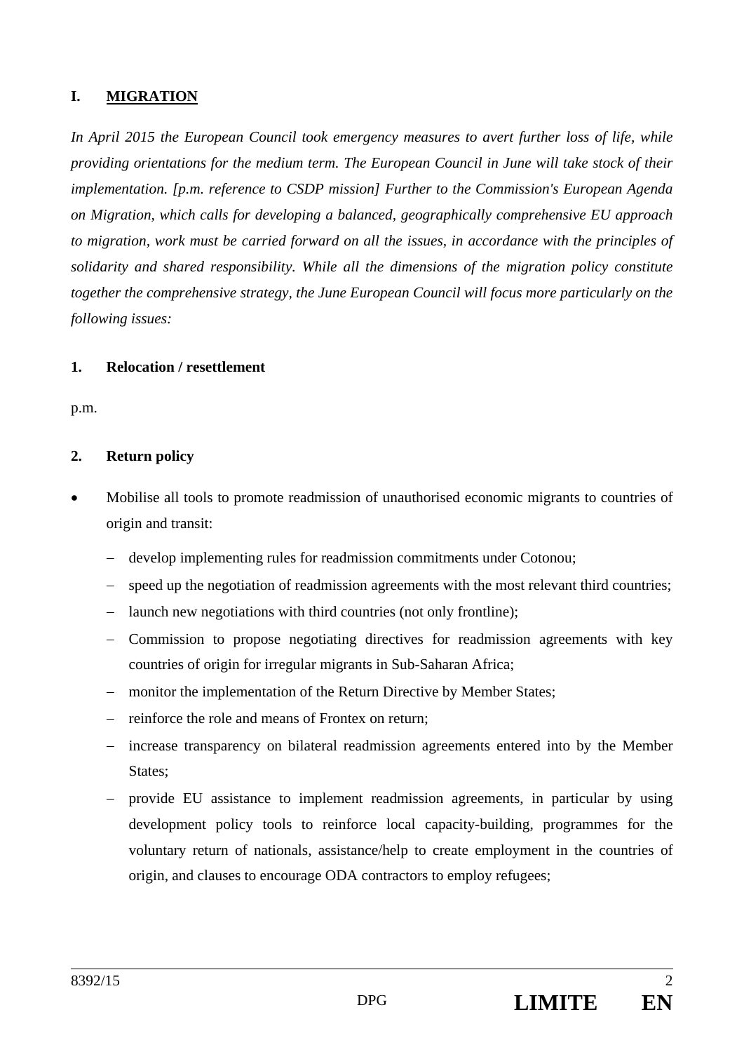## I. <u>MIGRATION</u>

*In April 2015 the European Council took emergency measures to avert further loss of life, while providing orientations for the medium term. The European Council in June will take stock of their implementation. [p.m. reference to CSDP mission] Further to the Commission's European Agenda on Migration, which calls for developing a balanced, geographically comprehensive EU approach to migration, work must be carried forward on all the issues, in accordance with the principles of solidarity and shared responsibility. While all the dimensions of the migration policy constitute together the comprehensive strategy, the June European Council will focus more particularly on the following issues:*

### 1. Relocation / resettlement

p.m.

### 2. Return policy

- Mobilise all tools to promote readmission of unauthorised economic migrants to countries of origin and transit:
  - develop implementing rules for readmission commitments under Cotonou;
  - speed up the negotiation of readmission agreements with the most relevant third countries;
  - launch new negotiations with third countries (not only frontline);
  - Commission to propose negotiating directives for readmission agreements with key countries of origin for irregular migrants in Sub-Saharan Africa;
  - monitor the implementation of the Return Directive by Member States;
  - reinforce the role and means of Frontex on return;
  - increase transparency on bilateral readmission agreements entered into by the Member States;
  - provide EU assistance to implement readmission agreements, in particular by using development policy tools to reinforce local capacity-building, programmes for the voluntary return of nationals, assistance/help to create employment in the countries of origin, and clauses to encourage ODA contractors to employ refugees;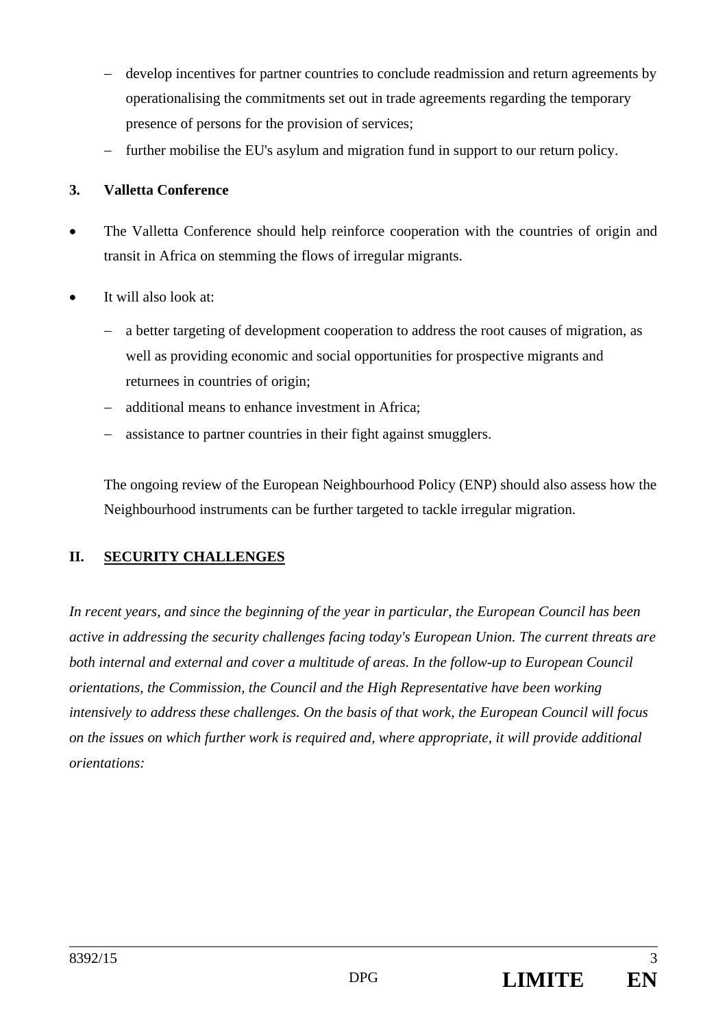- develop incentives for partner countries to conclude readmission and return agreements by operationalising the commitments set out in trade agreements regarding the temporary presence of persons for the provision of services;
- further mobilise the EU's asylum and migration fund in support to our return policy.

### 3. Valletta Conference

- The Valletta Conference should help reinforce cooperation with the countries of origin and transit in Africa on stemming the flows of irregular migrants.
- It will also look at:
  - a better targeting of development cooperation to address the root causes of migration, as well as providing economic and social opportunities for prospective migrants and returnees in countries of origin;
  - additional means to enhance investment in Africa;
  - assistance to partner countries in their fight against smugglers.

  The ongoing review of the European Neighbourhood Policy (ENP) should also assess how the Neighbourhood instruments can be further targeted to tackle irregular migration.

## II. SECURITY CHALLENGES

*In recent years, and since the beginning of the year in particular, the European Council has been active in addressing the security challenges facing today's European Union. The current threats are both internal and external and cover a multitude of areas. In the follow-up to European Council orientations, the Commission, the Council and the High Representative have been working intensively to address these challenges. On the basis of that work, the European Council will focus on the issues on which further work is required and, where appropriate, it will provide additional orientations:*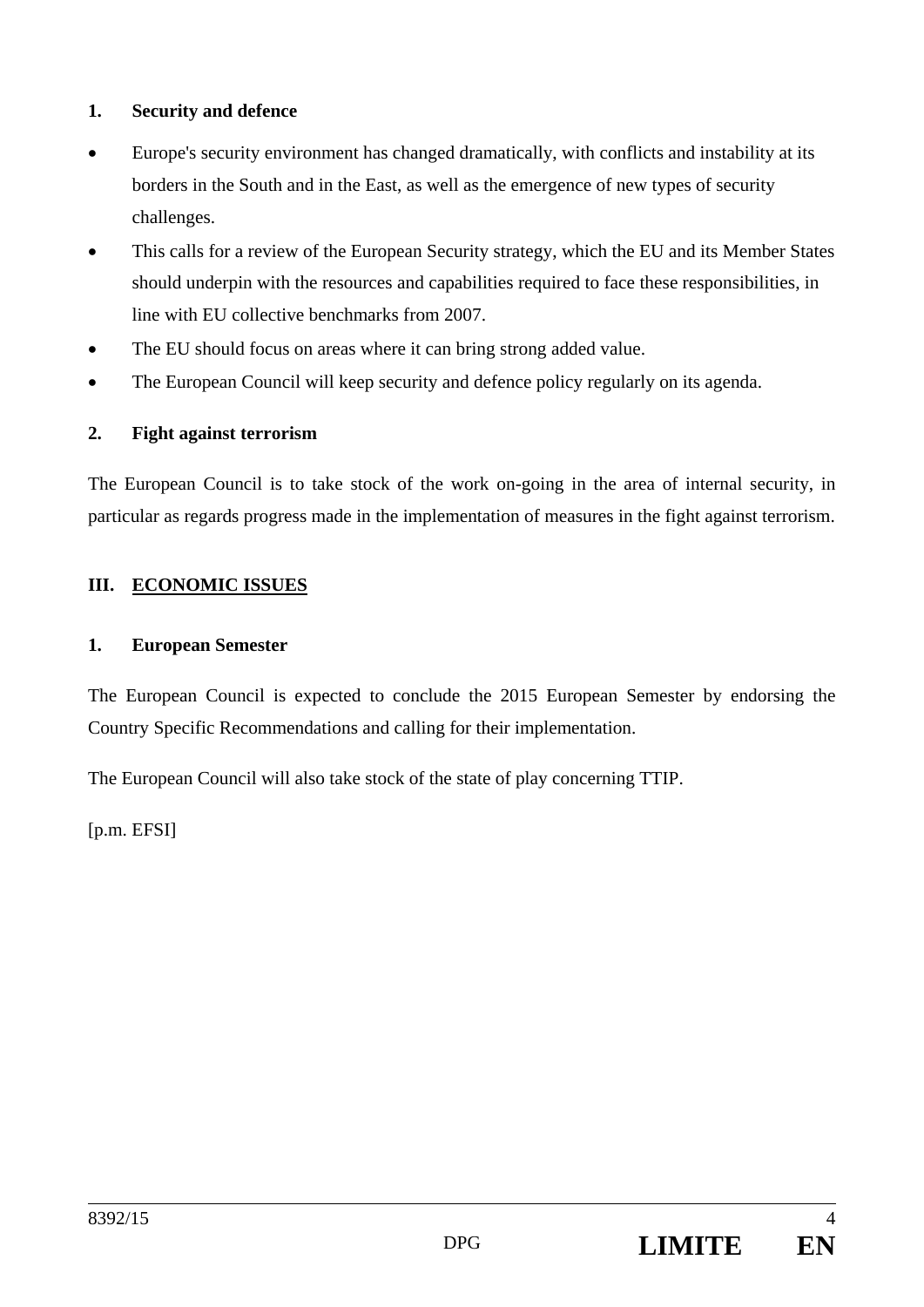### 1. Security and defence

- Europe's security environment has changed dramatically, with conflicts and instability at its borders in the South and in the East, as well as the emergence of new types of security challenges.
- This calls for a review of the European Security strategy, which the EU and its Member States should underpin with the resources and capabilities required to face these responsibilities, in line with EU collective benchmarks from 2007.
- The EU should focus on areas where it can bring strong added value.
- The European Council will keep security and defence policy regularly on its agenda.

### 2. Fight against terrorism

The European Council is to take stock of the work on-going in the area of internal security, in particular as regards progress made in the implementation of measures in the fight against terrorism.

## III. ECONOMIC ISSUES

### 1. European Semester

The European Council is expected to conclude the 2015 European Semester by endorsing the Country Specific Recommendations and calling for their implementation.

The European Council will also take stock of the state of play concerning TTIP.

[p.m. EFSI]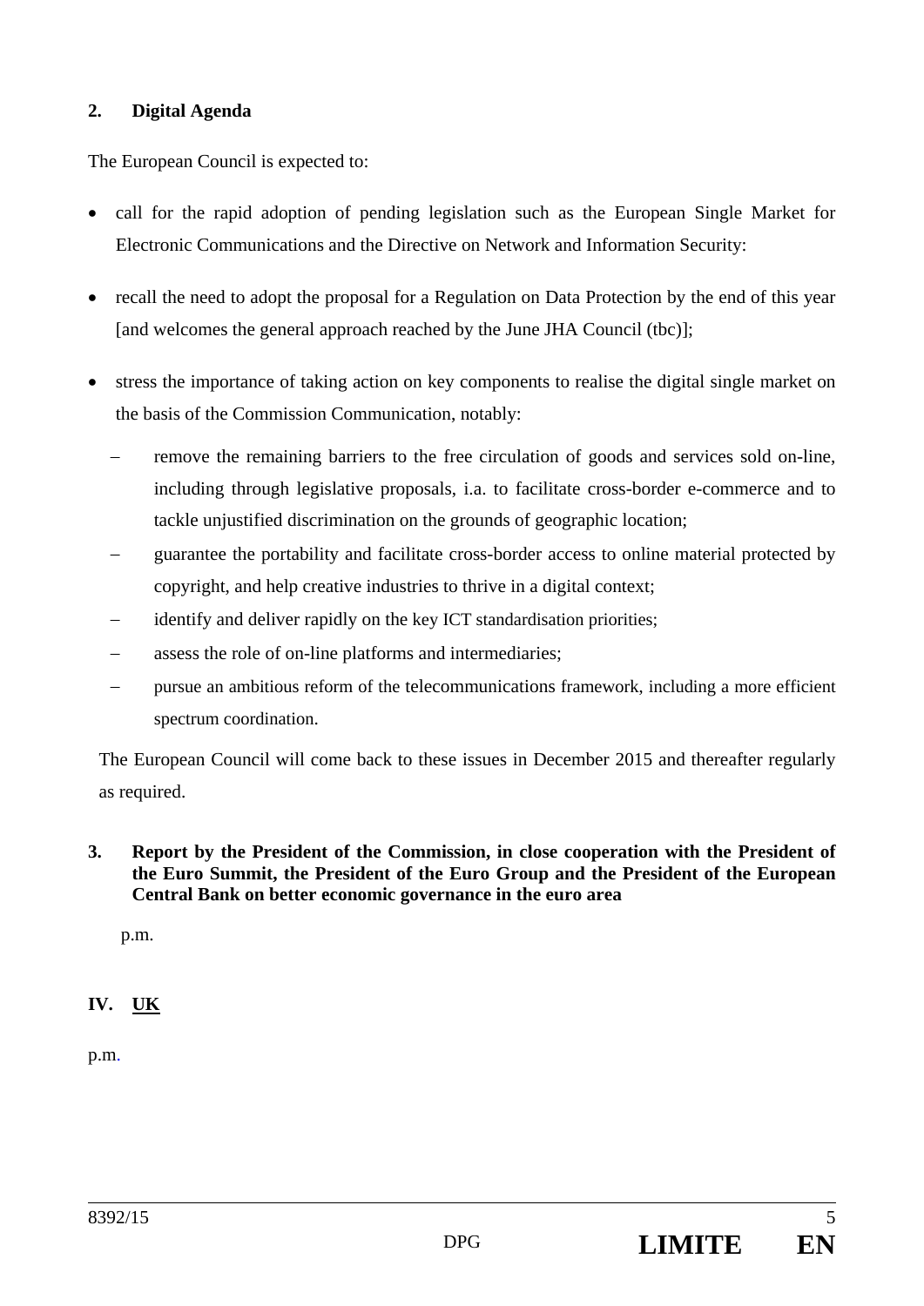## 2. Digital Agenda

The European Council is expected to:

- call for the rapid adoption of pending legislation such as the European Single Market for Electronic Communications and the Directive on Network and Information Security:
- recall the need to adopt the proposal for a Regulation on Data Protection by the end of this year [and welcomes the general approach reached by the June JHA Council (tbc)];
- stress the importance of taking action on key components to realise the digital single market on the basis of the Commission Communication, notably:
  - remove the remaining barriers to the free circulation of goods and services sold on-line, including through legislative proposals, i.a. to facilitate cross-border e-commerce and to tackle unjustified discrimination on the grounds of geographic location;
  - guarantee the portability and facilitate cross-border access to online material protected by copyright, and help creative industries to thrive in a digital context;
  - identify and deliver rapidly on the key ICT standardisation priorities;
  - assess the role of on-line platforms and intermediaries;
  - pursue an ambitious reform of the telecommunications framework, including a more efficient spectrum coordination.

The European Council will come back to these issues in December 2015 and thereafter regularly as required.

## 3. Report by the President of the Commission, in close cooperation with the President of the Euro Summit, the President of the Euro Group and the President of the European Central Bank on better economic governance in the euro area

p.m.

## IV. UK

p.m.